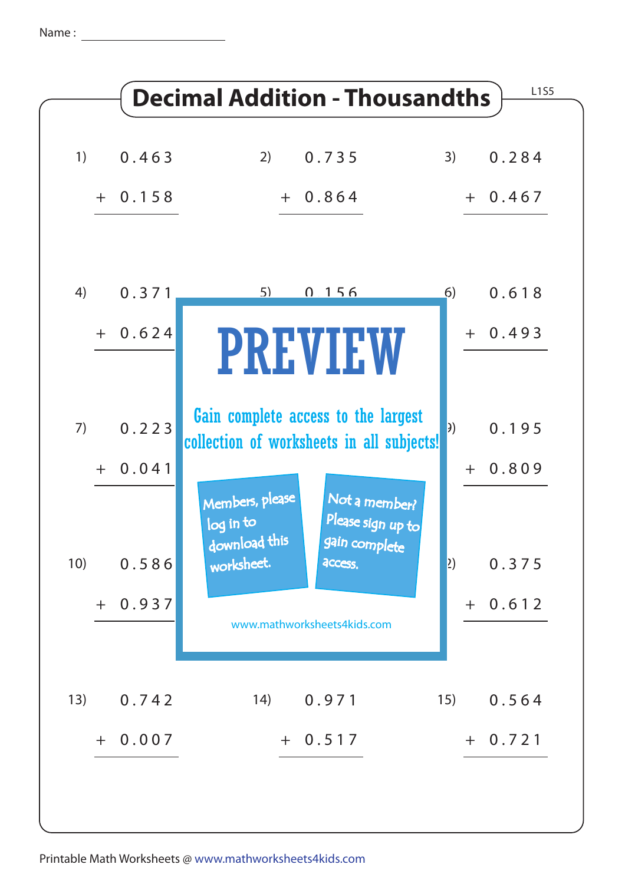Name : ____________________

# Decimal Addition - Thousandths

L1S5

1) $0.463 + 0.158$

2) $0.735 + 0.864$

3) $0.284 + 0.467$

4) $0.371 + 0.624$

5) $0.156$ ...

6) $0.618 + 0.493$

7) $0.223 + 0.041$

9) $0.195 + 0.809$

10) $0.586 + 0.937$

12) $0.375 + 0.612$

13) $0.742 + 0.007$

14) $0.971 + 0.517$

15) $0.564 + 0.721$

**PREVIEW**

Gain complete access to the largest collection of worksheets in all subjects!

Members, please log in to download this worksheet.

Not a member? Please sign up to gain complete access.

www.mathworksheets4kids.com

Printable Math Worksheets @ www.mathworksheets4kids.com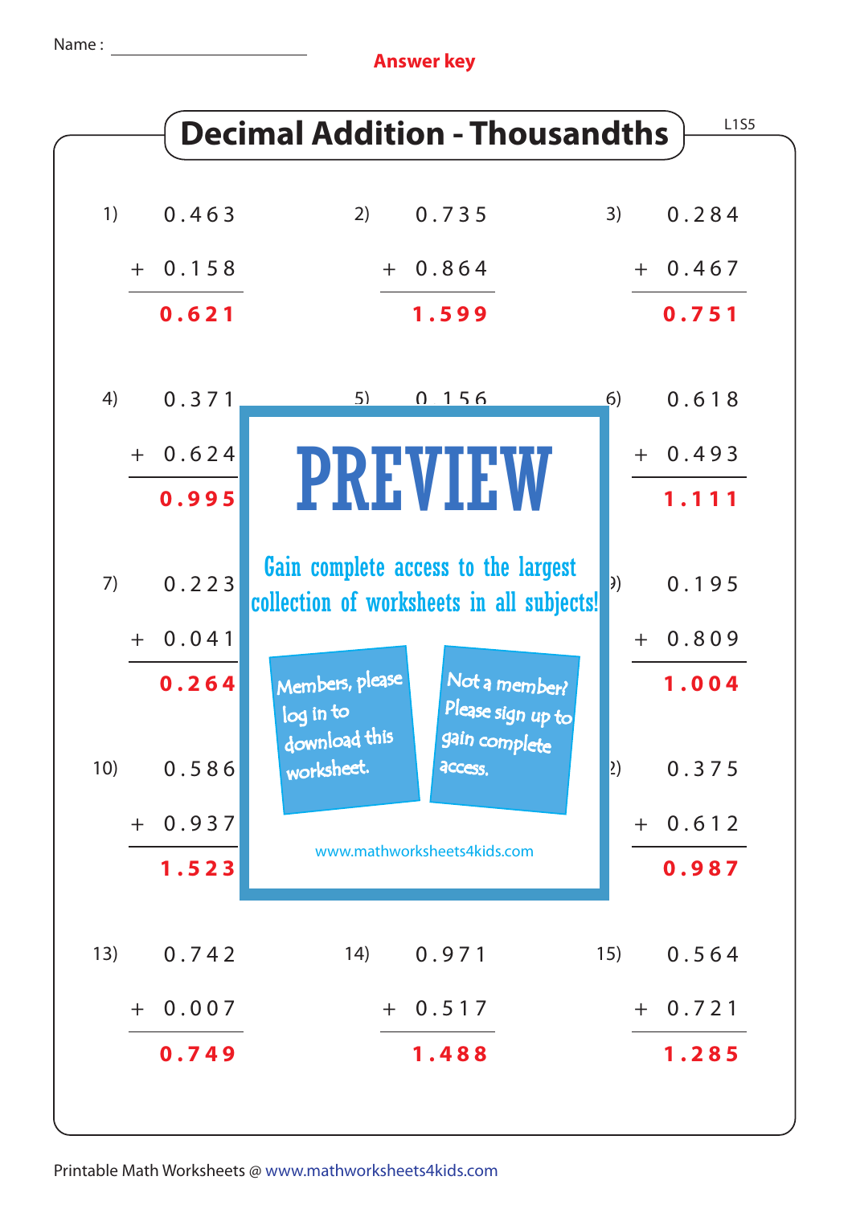Name : ____________________

**Answer key**

# Decimal Addition - Thousandths

L1S5

1) $0.463 + 0.158 =$ **0.621**

2) $0.735 + 0.864 =$ **1.599**

3) $0.284 + 0.467 =$ **0.751**

4) $0.371 + 0.624 =$ **0.995**

5) $0.156$

6) $0.618 + 0.493 =$ **1.111**

7) $0.223 + 0.041 =$ **0.264**

9) $0.195 + 0.809 =$ **1.004**

10) $0.586 + 0.937 =$ **1.523**

12) $0.375 + 0.612 =$ **0.987**

13) $0.742 + 0.007 =$ **0.749**

14) $0.971 + 0.517 =$ **1.488**

15) $0.564 + 0.721 =$ **1.285**

**PREVIEW**

Gain complete access to the largest collection of worksheets in all subjects!

Members, please log in to download this worksheet.

Not a member? Please sign up to gain complete access.

www.mathworksheets4kids.com

Printable Math Worksheets @ www.mathworksheets4kids.com